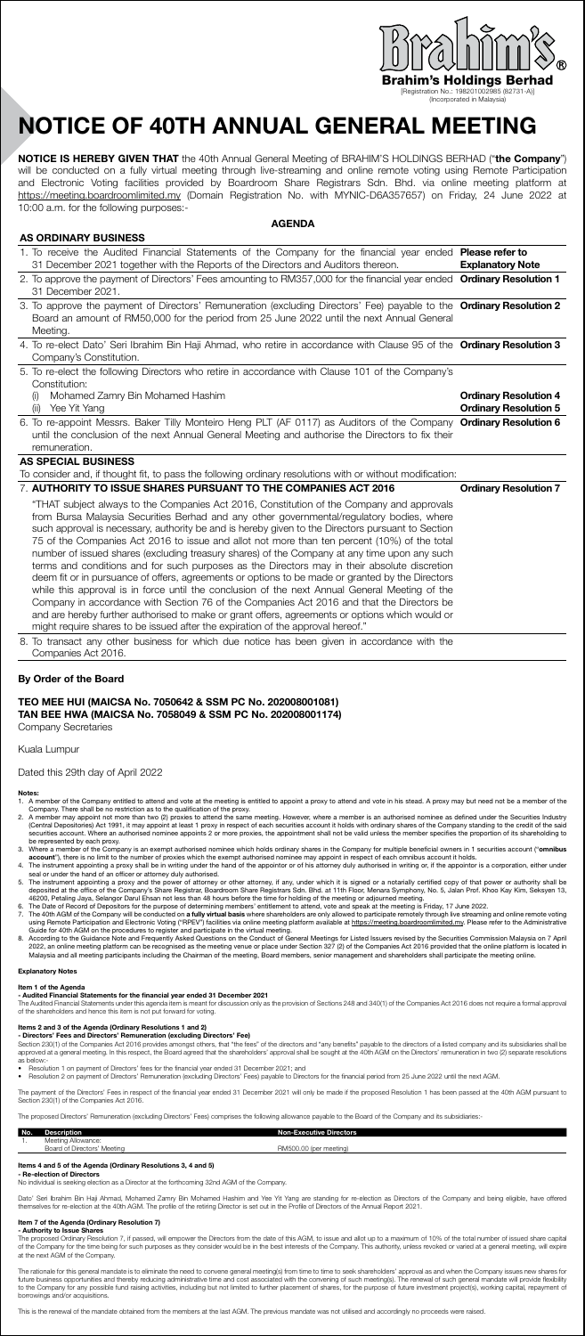**Brahim's Holdings Berhad**
[Registration No.: 198201002985 (82731-A)]
(Incorporated in Malaysia)

# NOTICE OF 40TH ANNUAL GENERAL MEETING

**NOTICE IS HEREBY GIVEN THAT** the 40th Annual General Meeting of BRAHIM'S HOLDINGS BERHAD ("**the Company**") will be conducted on a fully virtual meeting through live-streaming and online remote voting using Remote Participation and Electronic Voting facilities provided by Boardroom Share Registrars Sdn. Bhd. via online meeting platform at https://meeting.boardroomlimited.my (Domain Registration No. with MYNIC-D6A357657) on Friday, 24 June 2022 at 10:00 a.m. for the following purposes:-

## AGENDA

### AS ORDINARY BUSINESS

| | |
|---|---|
| 1. To receive the Audited Financial Statements of the Company for the financial year ended 31 December 2021 together with the Reports of the Directors and Auditors thereon. | **Please refer to Explanatory Note** |
| 2. To approve the payment of Directors' Fees amounting to RM357,000 for the financial year ended 31 December 2021. | **Ordinary Resolution 1** |
| 3. To approve the payment of Directors' Remuneration (excluding Directors' Fee) payable to the Board an amount of RM50,000 for the period from 25 June 2022 until the next Annual General Meeting. | **Ordinary Resolution 2** |
| 4. To re-elect Dato' Seri Ibrahim Bin Haji Ahmad, who retire in accordance with Clause 95 of the Company's Constitution. | **Ordinary Resolution 3** |
| 5. To re-elect the following Directors who retire in accordance with Clause 101 of the Company's Constitution: | |
| (i) Mohamed Zamry Bin Mohamed Hashim | **Ordinary Resolution 4** |
| (ii) Yee Yit Yang | **Ordinary Resolution 5** |
| 6. To re-appoint Messrs. Baker Tilly Monteiro Heng PLT (AF 0117) as Auditors of the Company until the conclusion of the next Annual General Meeting and authorise the Directors to fix their remuneration. | **Ordinary Resolution 6** |

### AS SPECIAL BUSINESS

To consider and, if thought fit, to pass the following ordinary resolutions with or without modification:

| | |
|---|---|
| 7. **AUTHORITY TO ISSUE SHARES PURSUANT TO THE COMPANIES ACT 2016** | **Ordinary Resolution 7** |

"THAT subject always to the Companies Act 2016, Constitution of the Company and approvals from Bursa Malaysia Securities Berhad and any other governmental/regulatory bodies, where such approval is necessary, authority be and is hereby given to the Directors pursuant to Section 75 of the Companies Act 2016 to issue and allot not more than ten percent (10%) of the total number of issued shares (excluding treasury shares) of the Company at any time upon any such terms and conditions and for such purposes as the Directors may in their absolute discretion deem fit or in pursuance of offers, agreements or options to be made or granted by the Directors while this approval is in force until the conclusion of the next Annual General Meeting of the Company in accordance with Section 76 of the Companies Act 2016 and that the Directors be and are hereby further authorised to make or grant offers, agreements or options which would or might require shares to be issued after the expiration of the approval hereof."

8. To transact any other business for which due notice has been given in accordance with the Companies Act 2016.

**By Order of the Board**

**TEO MEE HUI (MAICSA No. 7050642 & SSM PC No. 202008001081)**
**TAN BEE HWA (MAICSA No. 7058049 & SSM PC No. 202008001174)**
Company Secretaries

Kuala Lumpur

Dated this 29th day of April 2022

**Notes:**

1. A member of the Company entitled to attend and vote at the meeting is entitled to appoint a proxy to attend and vote in his stead. A proxy may but need not be a member of the Company. There shall be no restriction as to the qualification of the proxy.
2. A member may appoint not more than two (2) proxies to attend the same meeting. However, where a member is an authorised nominee as defined under the Securities Industry (Central Depositories) Act 1991, it may appoint at least 1 proxy in respect of each securities account it holds with ordinary shares of the Company standing to the credit of the said securities account. Where an authorised nominee appoints 2 or more proxies, the appointment shall not be valid unless the member specifies the proportion of its shareholding to be represented by each proxy.
3. Where a member of the Company is an exempt authorised nominee which holds ordinary shares in the Company for multiple beneficial owners in 1 securities account ("**omnibus account**"), there is no limit to the number of proxies which the exempt authorised nominee may appoint in respect of each omnibus account it holds.
4. The instrument appointing a proxy shall be in writing under the hand of the appointor or of his attorney duly authorised in writing or, if the appointor is a corporation, either under seal or under the hand of an officer or attorney duly authorised.
5. The instrument appointing a proxy and the power of attorney or other attorney, if any, under which it is signed or a notarially certified copy of that power or authority shall be deposited at the office of the Company's Share Registrar, Boardroom Share Registrars Sdn. Bhd. at 11th Floor, Menara Symphony, No. 5, Jalan Prof. Khoo Kay Kim, Seksyen 13, 46200, Petaling Jaya, Selangor Darul Ehsan not less than 48 hours before the time for holding of the meeting or adjourned meeting.
6. The Date of Record of Depositors for the purpose of determining members' entitlement to attend, vote and speak at the meeting is Friday, 17 June 2022.
7. The 40th AGM of the Company will be conducted on **a fully virtual basis** where shareholders are only allowed to participate remotely through live streaming and online remote voting using Remote Participation and Electronic Voting ("RPEV") facilities via online meeting platform available at https://meeting.boardroomlimited.my. Please refer to the Administrative Guide for 40th AGM on the procedures to register and participate in the virtual meeting.
8. According to the Guidance Note and Frequently Asked Questions on the Conduct of General Meetings for Listed Issuers revised by the Securities Commission Malaysia on 7 April 2022, an online meeting platform can be recognised as the meeting venue or place under Section 327 (2) of the Companies Act 2016 provided that the online platform is located in Malaysia and all meeting participants including the Chairman of the meeting, Board members, senior management and shareholders shall participate the meeting online.

**Explanatory Notes**

**Item 1 of the Agenda**
**- Audited Financial Statements for the financial year ended 31 December 2021**

The Audited Financial Statements under this agenda item is meant for discussion only as the provision of Sections 248 and 340(1) of the Companies Act 2016 does not require a formal approval of the shareholders and hence this item is not put forward for voting.

**Items 2 and 3 of the Agenda (Ordinary Resolutions 1 and 2)**
**- Directors' Fees and Directors' Remuneration (excluding Directors' Fee)**

Section 230(1) of the Companies Act 2016 provides amongst others, that "the fees" of the directors and "any benefits" payable to the directors of a listed company and its subsidiaries shall be approved at a general meeting. In this respect, the Board agreed that the shareholders' approval shall be sought at the 40th AGM on the Directors' remuneration in two (2) separate resolutions as below:-

- Resolution 1 on payment of Directors' fees for the financial year ended 31 December 2021; and
- Resolution 2 on payment of Directors' Remuneration (excluding Directors' Fees) payable to Directors for the financial period from 25 June 2022 until the next AGM.

The payment of the Directors' Fees in respect of the financial year ended 31 December 2021 will only be made if the proposed Resolution 1 has been passed at the 40th AGM pursuant to Section 230(1) of the Companies Act 2016.

The proposed Directors' Remuneration (excluding Directors' Fees) comprises the following allowance payable to the Board of the Company and its subsidiaries:-

| No. | Description | Non-Executive Directors |
|---|---|---|
| 1. | Meeting Allowance:<br>Board of Directors' Meeting | RM500.00 (per meeting) |

**Items 4 and 5 of the Agenda (Ordinary Resolutions 3, 4 and 5)**
**- Re-election of Directors**

No individual is seeking election as a Director at the forthcoming 32nd AGM of the Company.

Dato' Seri Ibrahim Bin Haji Ahmad, Mohamed Zamry Bin Mohamed Hashim and Yee Yit Yang are standing for re-election as Directors of the Company and being eligible, have offered themselves for re-election at the 40th AGM. The profile of the retiring Director is set out in the Profile of Directors of the Annual Report 2021.

**Item 7 of the Agenda (Ordinary Resolution 7)**
**- Authority to Issue Shares**

The proposed Ordinary Resolution 7, if passed, will empower the Directors from the date of this AGM, to issue and allot up to a maximum of 10% of the total number of issued share capital of the Company for the time being for such purposes as they consider would be in the best interests of the Company. This authority, unless revoked or varied at a general meeting, will expire at the next AGM of the Company.

The rationale for this general mandate is to eliminate the need to convene general meeting(s) from time to time to seek shareholders' approval as and when the Company issues new shares for future business opportunities and thereby reducing administrative time and cost associated with the convening of such meeting(s). The renewal of such general mandate will provide flexibility to the Company for any possible fund raising activities, including but not limited to further placement of shares, for the purpose of future investment project(s), working capital, repayment of borrowings and/or acquisitions.

This is the renewal of the mandate obtained from the members at the last AGM. The previous mandate was not utilised and accordingly no proceeds were raised.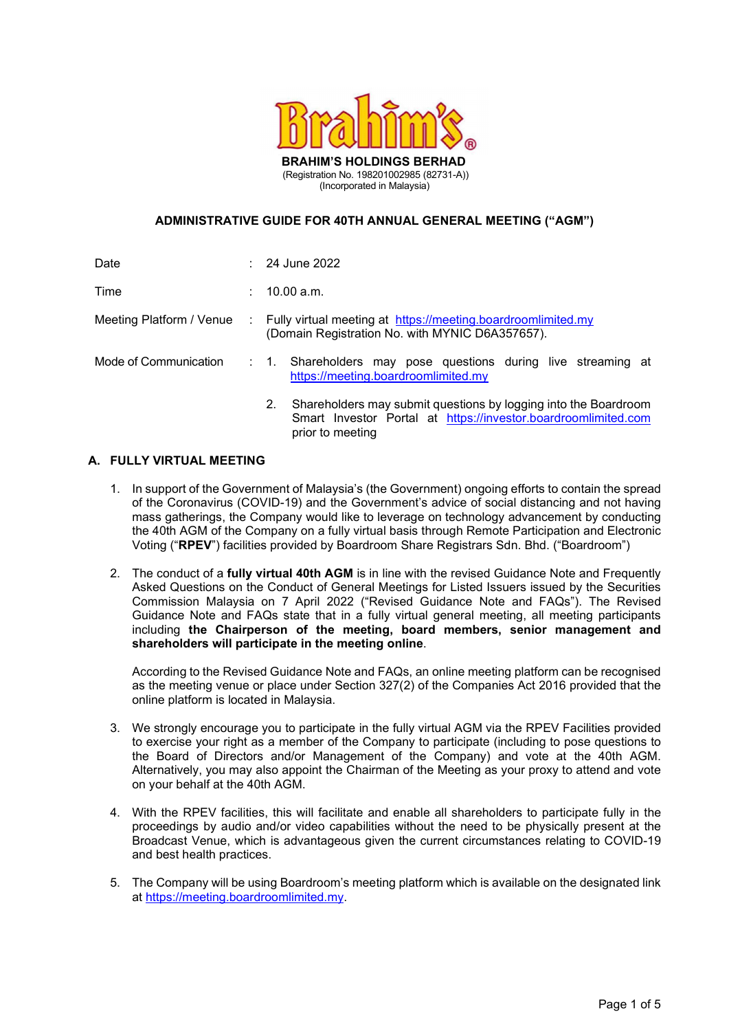**Brahim's®**

**BRAHIM'S HOLDINGS BERHAD**
(Registration No. 198201002985 (82731-A))
(Incorporated in Malaysia)

**ADMINISTRATIVE GUIDE FOR 40TH ANNUAL GENERAL MEETING ("AGM")**

| | | |
|---|---|---|
| Date | : | 24 June 2022 |
| Time | : | 10.00 a.m. |
| Meeting Platform / Venue | : | Fully virtual meeting at https://meeting.boardroomlimited.my (Domain Registration No. with MYNIC D6A357657). |
| Mode of Communication | : | 1. Shareholders may pose questions during live streaming at https://meeting.boardroomlimited.my |
| | | 2. Shareholders may submit questions by logging into the Boardroom Smart Investor Portal at https://investor.boardroomlimited.com prior to meeting |

## A. FULLY VIRTUAL MEETING

1. In support of the Government of Malaysia's (the Government) ongoing efforts to contain the spread of the Coronavirus (COVID-19) and the Government's advice of social distancing and not having mass gatherings, the Company would like to leverage on technology advancement by conducting the 40th AGM of the Company on a fully virtual basis through Remote Participation and Electronic Voting ("**RPEV**") facilities provided by Boardroom Share Registrars Sdn. Bhd. ("Boardroom")

2. The conduct of a **fully virtual 40th AGM** is in line with the revised Guidance Note and Frequently Asked Questions on the Conduct of General Meetings for Listed Issuers issued by the Securities Commission Malaysia on 7 April 2022 ("Revised Guidance Note and FAQs"). The Revised Guidance Note and FAQs state that in a fully virtual general meeting, all meeting participants including **the Chairperson of the meeting, board members, senior management and shareholders will participate in the meeting online**.

   According to the Revised Guidance Note and FAQs, an online meeting platform can be recognised as the meeting venue or place under Section 327(2) of the Companies Act 2016 provided that the online platform is located in Malaysia.

3. We strongly encourage you to participate in the fully virtual AGM via the RPEV Facilities provided to exercise your right as a member of the Company to participate (including to pose questions to the Board of Directors and/or Management of the Company) and vote at the 40th AGM. Alternatively, you may also appoint the Chairman of the Meeting as your proxy to attend and vote on your behalf at the 40th AGM.

4. With the RPEV facilities, this will facilitate and enable all shareholders to participate fully in the proceedings by audio and/or video capabilities without the need to be physically present at the Broadcast Venue, which is advantageous given the current circumstances relating to COVID-19 and best health practices.

5. The Company will be using Boardroom's meeting platform which is available on the designated link at https://meeting.boardroomlimited.my.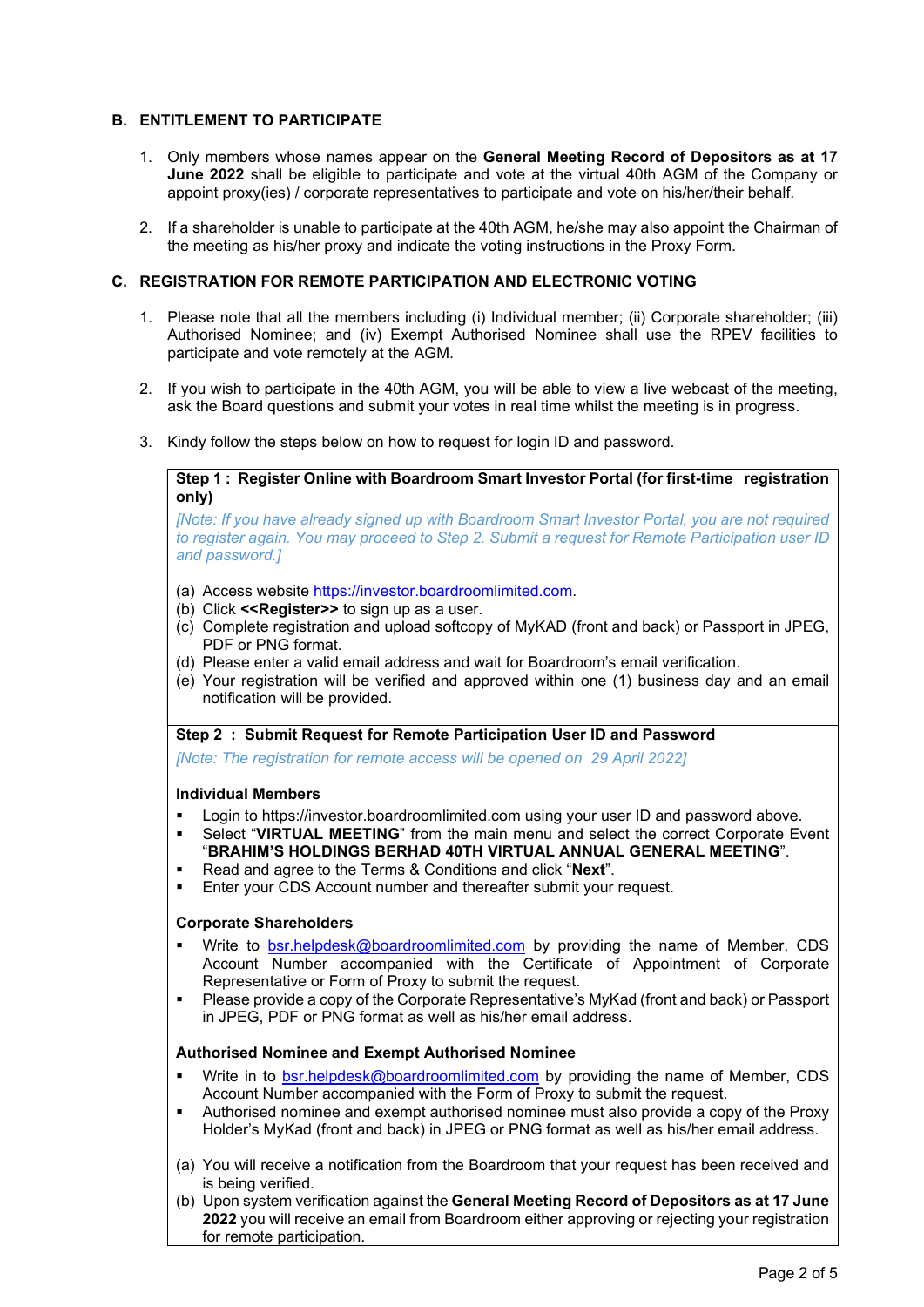## B. ENTITLEMENT TO PARTICIPATE

1. Only members whose names appear on the **General Meeting Record of Depositors as at 17 June 2022** shall be eligible to participate and vote at the virtual 40th AGM of the Company or appoint proxy(ies) / corporate representatives to participate and vote on his/her/their behalf.

2. If a shareholder is unable to participate at the 40th AGM, he/she may also appoint the Chairman of the meeting as his/her proxy and indicate the voting instructions in the Proxy Form.

## C. REGISTRATION FOR REMOTE PARTICIPATION AND ELECTRONIC VOTING

1. Please note that all the members including (i) Individual member; (ii) Corporate shareholder; (iii) Authorised Nominee; and (iv) Exempt Authorised Nominee shall use the RPEV facilities to participate and vote remotely at the AGM.

2. If you wish to participate in the 40th AGM, you will be able to view a live webcast of the meeting, ask the Board questions and submit your votes in real time whilst the meeting is in progress.

3. Kindy follow the steps below on how to request for login ID and password.

**Step 1 : Register Online with Boardroom Smart Investor Portal (for first-time registration only)**

*[Note: If you have already signed up with Boardroom Smart Investor Portal, you are not required to register again. You may proceed to Step 2. Submit a request for Remote Participation user ID and password.]*

(a) Access website https://investor.boardroomlimited.com.
(b) Click **<<Register>>** to sign up as a user.
(c) Complete registration and upload softcopy of MyKAD (front and back) or Passport in JPEG, PDF or PNG format.
(d) Please enter a valid email address and wait for Boardroom's email verification.
(e) Your registration will be verified and approved within one (1) business day and an email notification will be provided.

**Step 2 : Submit Request for Remote Participation User ID and Password**

*[Note: The registration for remote access will be opened on 29 April 2022]*

**Individual Members**

- Login to https://investor.boardroomlimited.com using your user ID and password above.
- Select "**VIRTUAL MEETING**" from the main menu and select the correct Corporate Event "**BRAHIM'S HOLDINGS BERHAD 40TH VIRTUAL ANNUAL GENERAL MEETING**".
- Read and agree to the Terms & Conditions and click "**Next**".
- Enter your CDS Account number and thereafter submit your request.

**Corporate Shareholders**

- Write to bsr.helpdesk@boardroomlimited.com by providing the name of Member, CDS Account Number accompanied with the Certificate of Appointment of Corporate Representative or Form of Proxy to submit the request.
- Please provide a copy of the Corporate Representative's MyKad (front and back) or Passport in JPEG, PDF or PNG format as well as his/her email address.

**Authorised Nominee and Exempt Authorised Nominee**

- Write in to bsr.helpdesk@boardroomlimited.com by providing the name of Member, CDS Account Number accompanied with the Form of Proxy to submit the request.
- Authorised nominee and exempt authorised nominee must also provide a copy of the Proxy Holder's MyKad (front and back) in JPEG or PNG format as well as his/her email address.

(a) You will receive a notification from the Boardroom that your request has been received and is being verified.
(b) Upon system verification against the **General Meeting Record of Depositors as at 17 June 2022** you will receive an email from Boardroom either approving or rejecting your registration for remote participation.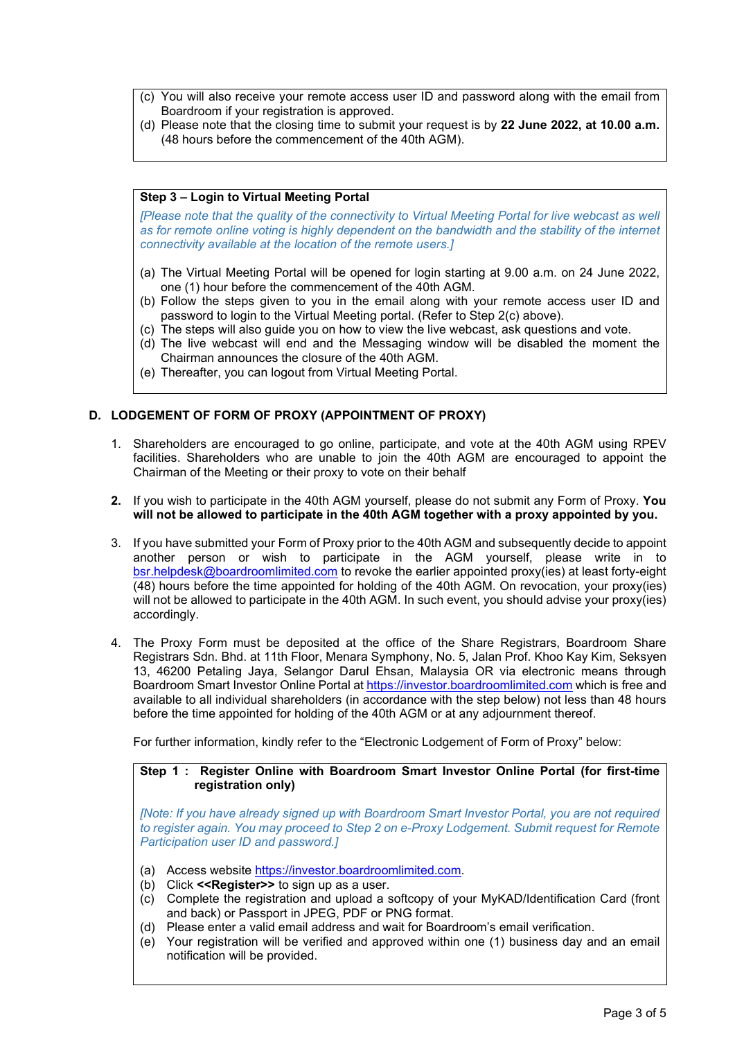(c) You will also receive your remote access user ID and password along with the email from Boardroom if your registration is approved.

(d) Please note that the closing time to submit your request is by **22 June 2022, at 10.00 a.m.** (48 hours before the commencement of the 40th AGM).

**Step 3 – Login to Virtual Meeting Portal**

*[Please note that the quality of the connectivity to Virtual Meeting Portal for live webcast as well as for remote online voting is highly dependent on the bandwidth and the stability of the internet connectivity available at the location of the remote users.]*

(a) The Virtual Meeting Portal will be opened for login starting at 9.00 a.m. on 24 June 2022, one (1) hour before the commencement of the 40th AGM.

(b) Follow the steps given to you in the email along with your remote access user ID and password to login to the Virtual Meeting portal. (Refer to Step 2(c) above).

(c) The steps will also guide you on how to view the live webcast, ask questions and vote.

(d) The live webcast will end and the Messaging window will be disabled the moment the Chairman announces the closure of the 40th AGM.

(e) Thereafter, you can logout from Virtual Meeting Portal.

## D. LODGEMENT OF FORM OF PROXY (APPOINTMENT OF PROXY)

1. Shareholders are encouraged to go online, participate, and vote at the 40th AGM using RPEV facilities. Shareholders who are unable to join the 40th AGM are encouraged to appoint the Chairman of the Meeting or their proxy to vote on their behalf

2. If you wish to participate in the 40th AGM yourself, please do not submit any Form of Proxy. **You will not be allowed to participate in the 40th AGM together with a proxy appointed by you.**

3. If you have submitted your Form of Proxy prior to the 40th AGM and subsequently decide to appoint another person or wish to participate in the AGM yourself, please write in to bsr.helpdesk@boardroomlimited.com to revoke the earlier appointed proxy(ies) at least forty-eight (48) hours before the time appointed for holding of the 40th AGM. On revocation, your proxy(ies) will not be allowed to participate in the 40th AGM. In such event, you should advise your proxy(ies) accordingly.

4. The Proxy Form must be deposited at the office of the Share Registrars, Boardroom Share Registrars Sdn. Bhd. at 11th Floor, Menara Symphony, No. 5, Jalan Prof. Khoo Kay Kim, Seksyen 13, 46200 Petaling Jaya, Selangor Darul Ehsan, Malaysia OR via electronic means through Boardroom Smart Investor Online Portal at https://investor.boardroomlimited.com which is free and available to all individual shareholders (in accordance with the step below) not less than 48 hours before the time appointed for holding of the 40th AGM or at any adjournment thereof.

   For further information, kindly refer to the "Electronic Lodgement of Form of Proxy" below:

**Step 1 : Register Online with Boardroom Smart Investor Online Portal (for first-time registration only)**

*[Note: If you have already signed up with Boardroom Smart Investor Portal, you are not required to register again. You may proceed to Step 2 on e-Proxy Lodgement. Submit request for Remote Participation user ID and password.]*

(a) Access website https://investor.boardroomlimited.com.

(b) Click **<<Register>>** to sign up as a user.

(c) Complete the registration and upload a softcopy of your MyKAD/Identification Card (front and back) or Passport in JPEG, PDF or PNG format.

(d) Please enter a valid email address and wait for Boardroom's email verification.

(e) Your registration will be verified and approved within one (1) business day and an email notification will be provided.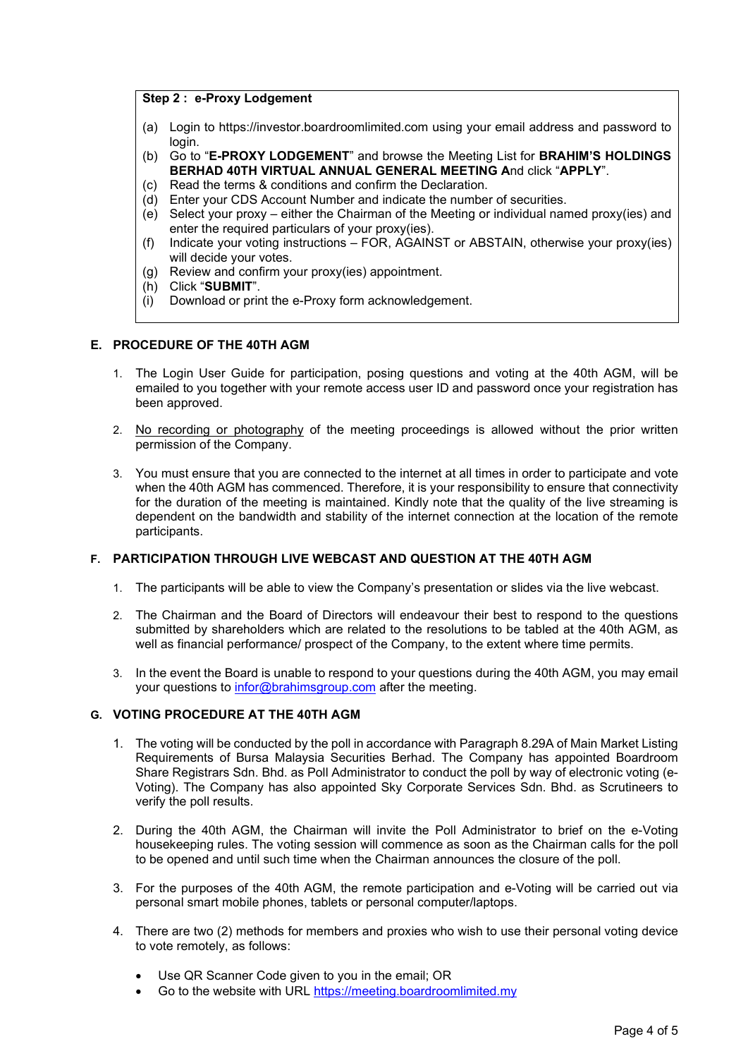**Step 2 : e-Proxy Lodgement**

(a) Login to https://investor.boardroomlimited.com using your email address and password to login.
(b) Go to "**E-PROXY LODGEMENT**" and browse the Meeting List for **BRAHIM'S HOLDINGS BERHAD 40TH VIRTUAL ANNUAL GENERAL MEETING A**nd click "**APPLY**".
(c) Read the terms & conditions and confirm the Declaration.
(d) Enter your CDS Account Number and indicate the number of securities.
(e) Select your proxy – either the Chairman of the Meeting or individual named proxy(ies) and enter the required particulars of your proxy(ies).
(f) Indicate your voting instructions – FOR, AGAINST or ABSTAIN, otherwise your proxy(ies) will decide your votes.
(g) Review and confirm your proxy(ies) appointment.
(h) Click "**SUBMIT**".
(i) Download or print the e-Proxy form acknowledgement.

## E. PROCEDURE OF THE 40TH AGM

1. The Login User Guide for participation, posing questions and voting at the 40th AGM, will be emailed to you together with your remote access user ID and password once your registration has been approved.

2. No recording or photography of the meeting proceedings is allowed without the prior written permission of the Company.

3. You must ensure that you are connected to the internet at all times in order to participate and vote when the 40th AGM has commenced. Therefore, it is your responsibility to ensure that connectivity for the duration of the meeting is maintained. Kindly note that the quality of the live streaming is dependent on the bandwidth and stability of the internet connection at the location of the remote participants.

## F. PARTICIPATION THROUGH LIVE WEBCAST AND QUESTION AT THE 40TH AGM

1. The participants will be able to view the Company's presentation or slides via the live webcast.

2. The Chairman and the Board of Directors will endeavour their best to respond to the questions submitted by shareholders which are related to the resolutions to be tabled at the 40th AGM, as well as financial performance/ prospect of the Company, to the extent where time permits.

3. In the event the Board is unable to respond to your questions during the 40th AGM, you may email your questions to infor@brahimsgroup.com after the meeting.

## G. VOTING PROCEDURE AT THE 40TH AGM

1. The voting will be conducted by the poll in accordance with Paragraph 8.29A of Main Market Listing Requirements of Bursa Malaysia Securities Berhad. The Company has appointed Boardroom Share Registrars Sdn. Bhd. as Poll Administrator to conduct the poll by way of electronic voting (e-Voting). The Company has also appointed Sky Corporate Services Sdn. Bhd. as Scrutineers to verify the poll results.

2. During the 40th AGM, the Chairman will invite the Poll Administrator to brief on the e-Voting housekeeping rules. The voting session will commence as soon as the Chairman calls for the poll to be opened and until such time when the Chairman announces the closure of the poll.

3. For the purposes of the 40th AGM, the remote participation and e-Voting will be carried out via personal smart mobile phones, tablets or personal computer/laptops.

4. There are two (2) methods for members and proxies who wish to use their personal voting device to vote remotely, as follows:

   - Use QR Scanner Code given to you in the email; OR
   - Go to the website with URL https://meeting.boardroomlimited.my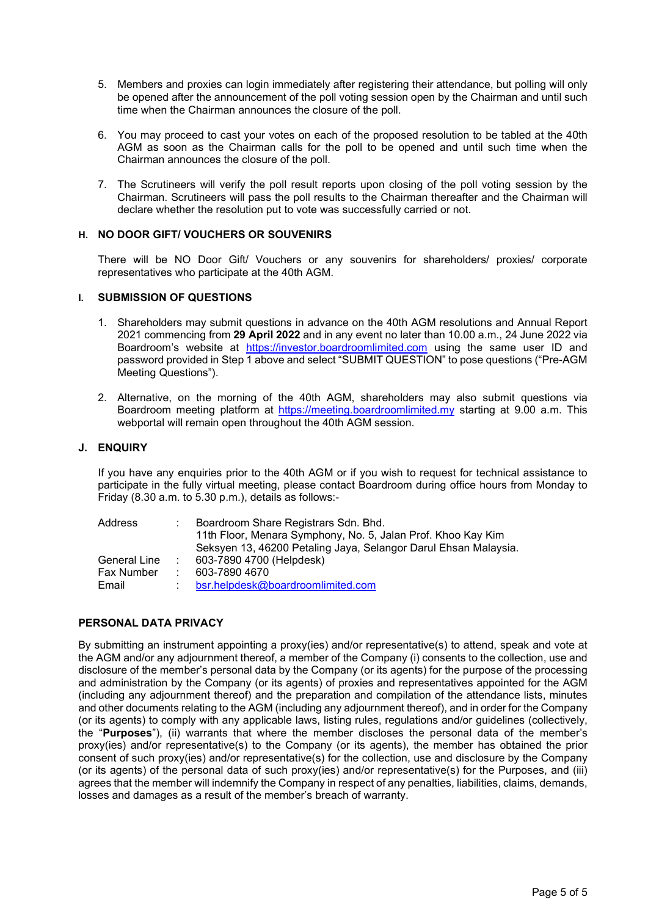5. Members and proxies can login immediately after registering their attendance, but polling will only be opened after the announcement of the poll voting session open by the Chairman and until such time when the Chairman announces the closure of the poll.

6. You may proceed to cast your votes on each of the proposed resolution to be tabled at the 40th AGM as soon as the Chairman calls for the poll to be opened and until such time when the Chairman announces the closure of the poll.

7. The Scrutineers will verify the poll result reports upon closing of the poll voting session by the Chairman. Scrutineers will pass the poll results to the Chairman thereafter and the Chairman will declare whether the resolution put to vote was successfully carried or not.

### H. NO DOOR GIFT/ VOUCHERS OR SOUVENIRS

There will be NO Door Gift/ Vouchers or any souvenirs for shareholders/ proxies/ corporate representatives who participate at the 40th AGM.

### I. SUBMISSION OF QUESTIONS

1. Shareholders may submit questions in advance on the 40th AGM resolutions and Annual Report 2021 commencing from **29 April 2022** and in any event no later than 10.00 a.m., 24 June 2022 via Boardroom's website at https://investor.boardroomlimited.com using the same user ID and password provided in Step 1 above and select "SUBMIT QUESTION" to pose questions ("Pre-AGM Meeting Questions").

2. Alternative, on the morning of the 40th AGM, shareholders may also submit questions via Boardroom meeting platform at https://meeting.boardroomlimited.my starting at 9.00 a.m. This webportal will remain open throughout the 40th AGM session.

### J. ENQUIRY

If you have any enquiries prior to the 40th AGM or if you wish to request for technical assistance to participate in the fully virtual meeting, please contact Boardroom during office hours from Monday to Friday (8.30 a.m. to 5.30 p.m.), details as follows:-

| | | |
|---|---|---|
| Address | : | Boardroom Share Registrars Sdn. Bhd.<br>11th Floor, Menara Symphony, No. 5, Jalan Prof. Khoo Kay Kim<br>Seksyen 13, 46200 Petaling Jaya, Selangor Darul Ehsan Malaysia. |
| General Line | : | 603-7890 4700 (Helpdesk) |
| Fax Number | : | 603-7890 4670 |
| Email | : | bsr.helpdesk@boardroomlimited.com |

### PERSONAL DATA PRIVACY

By submitting an instrument appointing a proxy(ies) and/or representative(s) to attend, speak and vote at the AGM and/or any adjournment thereof, a member of the Company (i) consents to the collection, use and disclosure of the member's personal data by the Company (or its agents) for the purpose of the processing and administration by the Company (or its agents) of proxies and representatives appointed for the AGM (including any adjournment thereof) and the preparation and compilation of the attendance lists, minutes and other documents relating to the AGM (including any adjournment thereof), and in order for the Company (or its agents) to comply with any applicable laws, listing rules, regulations and/or guidelines (collectively, the "**Purposes**"), (ii) warrants that where the member discloses the personal data of the member's proxy(ies) and/or representative(s) to the Company (or its agents), the member has obtained the prior consent of such proxy(ies) and/or representative(s) for the collection, use and disclosure by the Company (or its agents) of the personal data of such proxy(ies) and/or representative(s) for the Purposes, and (iii) agrees that the member will indemnify the Company in respect of any penalties, liabilities, claims, demands, losses and damages as a result of the member's breach of warranty.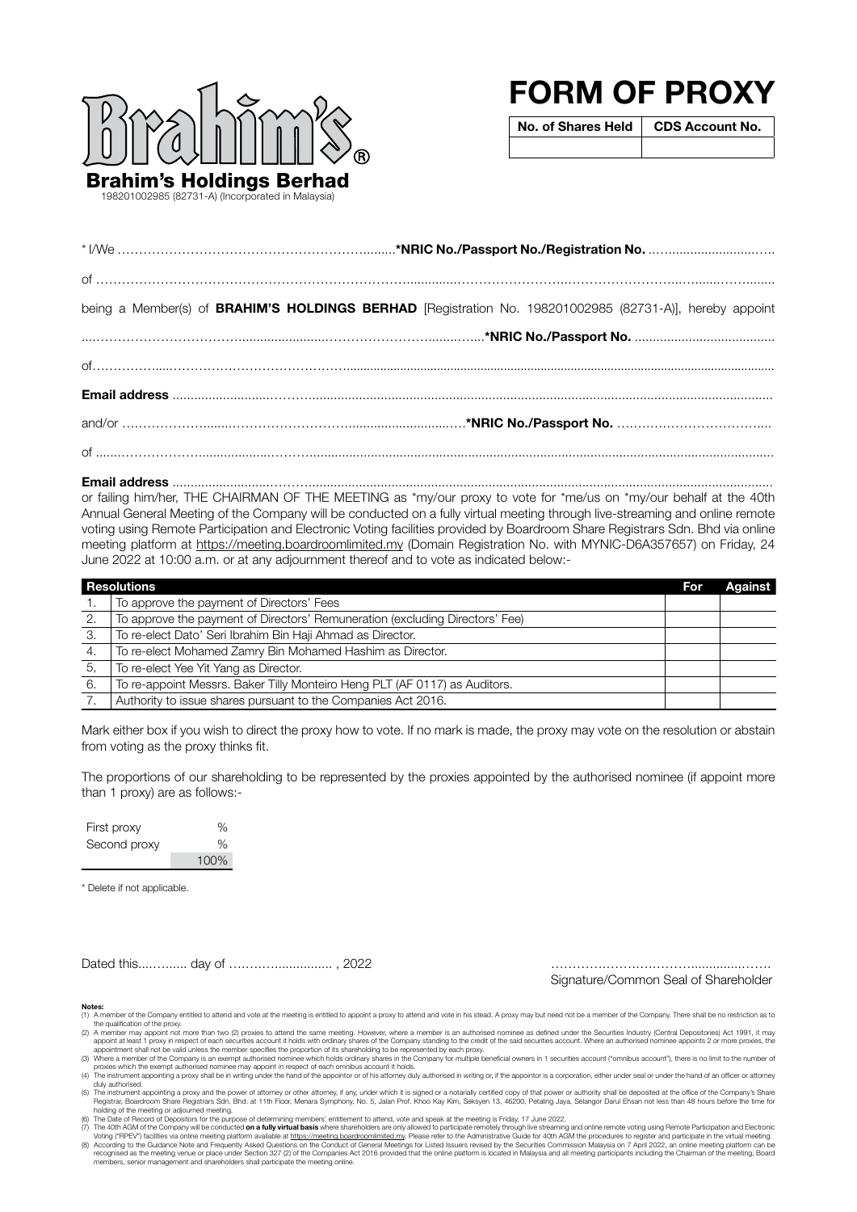**Brahim's Holdings Berhad**
198201002985 (82731-A) (Incorporated in Malaysia)

# FORM OF PROXY

| No. of Shares Held | CDS Account No. |
|---|---|
| | |

* I/We ……………………………………………………..........*NRIC No./Passport No./Registration No. ……............................

of …………………………………………………………………………………………………………………………………………………

being a Member(s) of **BRAHIM'S HOLDINGS BERHAD** [Registration No. 198201002985 (82731-A)], hereby appoint

……………………………………………………………………………………*NRIC No./Passport No. ......................................

of……………………………………………………………………………………………………………………………………………………

**Email address** ……………………………………………………………………………………………………………………………………

and/or ……………………………………………………………………………*NRIC No./Passport No. ………………………………...

of ………………………………………………………………………………………………………………………………………………………

**Email address** ……………………………………………………………………………………………………………………………………

or failing him/her, THE CHAIRMAN OF THE MEETING as *my/our proxy to vote for *me/us on *my/our behalf at the 40th Annual General Meeting of the Company will be conducted on a fully virtual meeting through live-streaming and online remote voting using Remote Participation and Electronic Voting facilities provided by Boardroom Share Registrars Sdn. Bhd via online meeting platform at https://meeting.boardroomlimited.my (Domain Registration No. with MYNIC-D6A357657) on Friday, 24 June 2022 at 10:00 a.m. or at any adjournment thereof and to vote as indicated below:-

| | Resolutions | For | Against |
|---|---|---|---|
| 1. | To approve the payment of Directors' Fees | | |
| 2. | To approve the payment of Directors' Remuneration (excluding Directors' Fee) | | |
| 3. | To re-elect Dato' Seri Ibrahim Bin Haji Ahmad as Director. | | |
| 4. | To re-elect Mohamed Zamry Bin Mohamed Hashim as Director. | | |
| 5, | To re-elect Yee Yit Yang as Director. | | |
| 6. | To re-appoint Messrs. Baker Tilly Monteiro Heng PLT (AF 0117) as Auditors. | | |
| 7. | Authority to issue shares pursuant to the Companies Act 2016. | | |

Mark either box if you wish to direct the proxy how to vote. If no mark is made, the proxy may vote on the resolution or abstain from voting as the proxy thinks fit.

The proportions of our shareholding to be represented by the proxies appointed by the authorised nominee (if appoint more than 1 proxy) are as follows:-

| | |
|---|---|
| First proxy | % |
| Second proxy | % |
| | 100% |

* Delete if not applicable.

Dated this………... day of ………….............. , 2022

……………………………………………………
Signature/Common Seal of Shareholder

**Notes:**

(1) A member of the Company entitled to attend and vote at the meeting is entitled to appoint a proxy to attend and vote in his stead. A proxy may but need not be a member of the Company. There shall be no restriction as to the qualification of the proxy.

(2) A member may appoint not more than two (2) proxies to attend the same meeting. However, where a member is an authorised nominee as defined under the Securities Industry (Central Depositories) Act 1991, it may appoint at least 1 proxy in respect of each securities account it holds with ordinary shares of the Company standing to the credit of the said securities account. Where an authorised nominee appoints 2 or more proxies, the appointment shall not be valid unless the member specifies the proportion of its shareholding to be represented by each proxy.

(3) Where a member of the Company is an exempt authorised nominee which holds ordinary shares in the Company for multiple beneficial owners in 1 securities account ("omnibus account"), there is no limit to the number of proxies which the exempt authorised nominee may appoint in respect of each omnibus account it holds.

(4) The instrument appointing a proxy shall be in writing under the hand of the appointor or of his attorney duly authorised in writing or, if the appointor is a corporation, either under seal or under the hand of an officer or attorney duly authorised.

(5) The instrument appointing a proxy and the power of attorney or other attorney, if any, under which it is signed or a notarially certified copy of that power or authority shall be deposited at the office of the Company's Share Registrar, Boardroom Share Registrars Sdn. Bhd. at 11th Floor, Menara Symphony, No. 5, Jalan Prof. Khoo Kay Kim, Seksyen 13, 46200, Petaling Jaya, Selangor Darul Ehsan not less than 48 hours before the time for holding of the meeting or adjourned meeting.

(6) The Date of Record of Depositors for the purpose of determining members' entitlement to attend, vote and speak at the meeting is Friday, 17 June 2022.

(7) The 40th AGM of the Company will be conducted **on a fully virtual basis** where shareholders are only allowed to participate remotely through live streaming and online remote voting using Remote Participation and Electronic Voting ("RPEV") facilities via online meeting platform available at https://meeting.boardroomlimited.my. Please refer to the Administrative Guide for 40th AGM the procedures to register and participate in the virtual meeting.

(8) According to the Guidance Note and Frequently Asked Questions on the Conduct of General Meetings for Listed Issuers revised by the Securities Commission Malaysia on 7 April 2022, an online meeting platform can be recognised as the meeting venue or place under Section 327 (2) of the Companies Act 2016 provided that the online platform is located in Malaysia and all meeting participants including the Chairman of the meeting, Board members, senior management and shareholders shall participate the meeting online.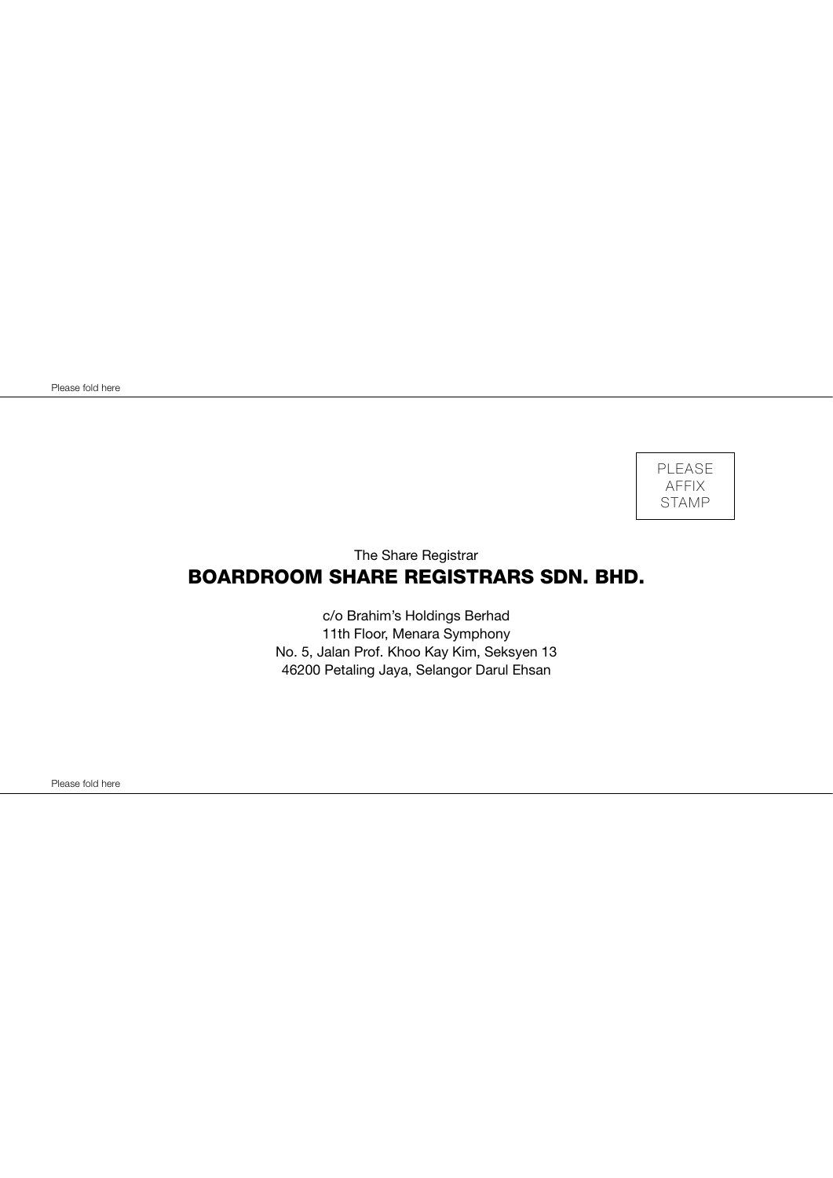Please fold here

PLEASE
AFFIX
STAMP

The Share Registrar

**BOARDROOM SHARE REGISTRARS SDN. BHD.**

c/o Brahim's Holdings Berhad
11th Floor, Menara Symphony
No. 5, Jalan Prof. Khoo Kay Kim, Seksyen 13
46200 Petaling Jaya, Selangor Darul Ehsan

Please fold here